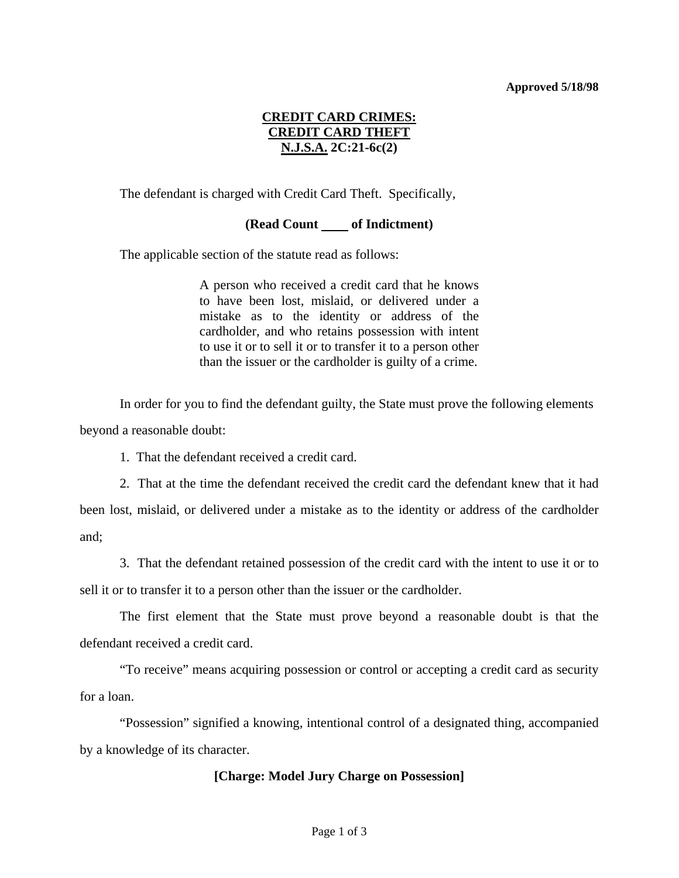**Approved 5/18/98**

# CREDIT CARD CRIMES:
# CREDIT CARD THEFT
# N.J.S.A. 2C:21-6c(2)

The defendant is charged with Credit Card Theft. Specifically,

**(Read Count \_\_\_\_ of Indictment)**

The applicable section of the statute read as follows:

> A person who received a credit card that he knows to have been lost, mislaid, or delivered under a mistake as to the identity or address of the cardholder, and who retains possession with intent to use it or to sell it or to transfer it to a person other than the issuer or the cardholder is guilty of a crime.

In order for you to find the defendant guilty, the State must prove the following elements beyond a reasonable doubt:

1. That the defendant received a credit card.

2. That at the time the defendant received the credit card the defendant knew that it had been lost, mislaid, or delivered under a mistake as to the identity or address of the cardholder and;

3. That the defendant retained possession of the credit card with the intent to use it or to sell it or to transfer it to a person other than the issuer or the cardholder.

The first element that the State must prove beyond a reasonable doubt is that the defendant received a credit card.

"To receive" means acquiring possession or control or accepting a credit card as security for a loan.

"Possession" signified a knowing, intentional control of a designated thing, accompanied by a knowledge of its character.

**[Charge: Model Jury Charge on Possession]**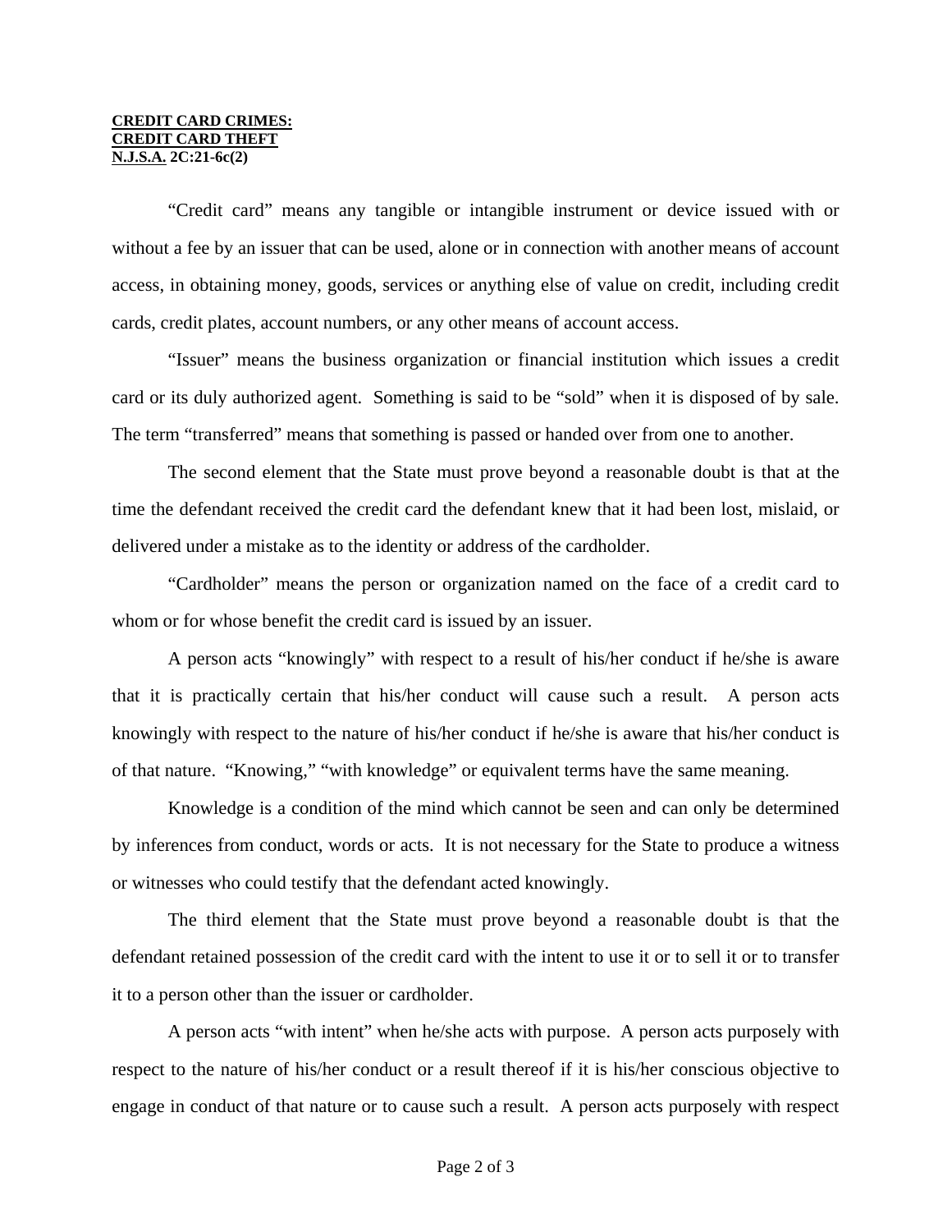**CREDIT CARD CRIMES:**
**CREDIT CARD THEFT**
**N.J.S.A. 2C:21-6c(2)**

"Credit card" means any tangible or intangible instrument or device issued with or without a fee by an issuer that can be used, alone or in connection with another means of account access, in obtaining money, goods, services or anything else of value on credit, including credit cards, credit plates, account numbers, or any other means of account access.

"Issuer" means the business organization or financial institution which issues a credit card or its duly authorized agent. Something is said to be "sold" when it is disposed of by sale. The term "transferred" means that something is passed or handed over from one to another.

The second element that the State must prove beyond a reasonable doubt is that at the time the defendant received the credit card the defendant knew that it had been lost, mislaid, or delivered under a mistake as to the identity or address of the cardholder.

"Cardholder" means the person or organization named on the face of a credit card to whom or for whose benefit the credit card is issued by an issuer.

A person acts "knowingly" with respect to a result of his/her conduct if he/she is aware that it is practically certain that his/her conduct will cause such a result. A person acts knowingly with respect to the nature of his/her conduct if he/she is aware that his/her conduct is of that nature. "Knowing," "with knowledge" or equivalent terms have the same meaning.

Knowledge is a condition of the mind which cannot be seen and can only be determined by inferences from conduct, words or acts. It is not necessary for the State to produce a witness or witnesses who could testify that the defendant acted knowingly.

The third element that the State must prove beyond a reasonable doubt is that the defendant retained possession of the credit card with the intent to use it or to sell it or to transfer it to a person other than the issuer or cardholder.

A person acts "with intent" when he/she acts with purpose. A person acts purposely with respect to the nature of his/her conduct or a result thereof if it is his/her conscious objective to engage in conduct of that nature or to cause such a result. A person acts purposely with respect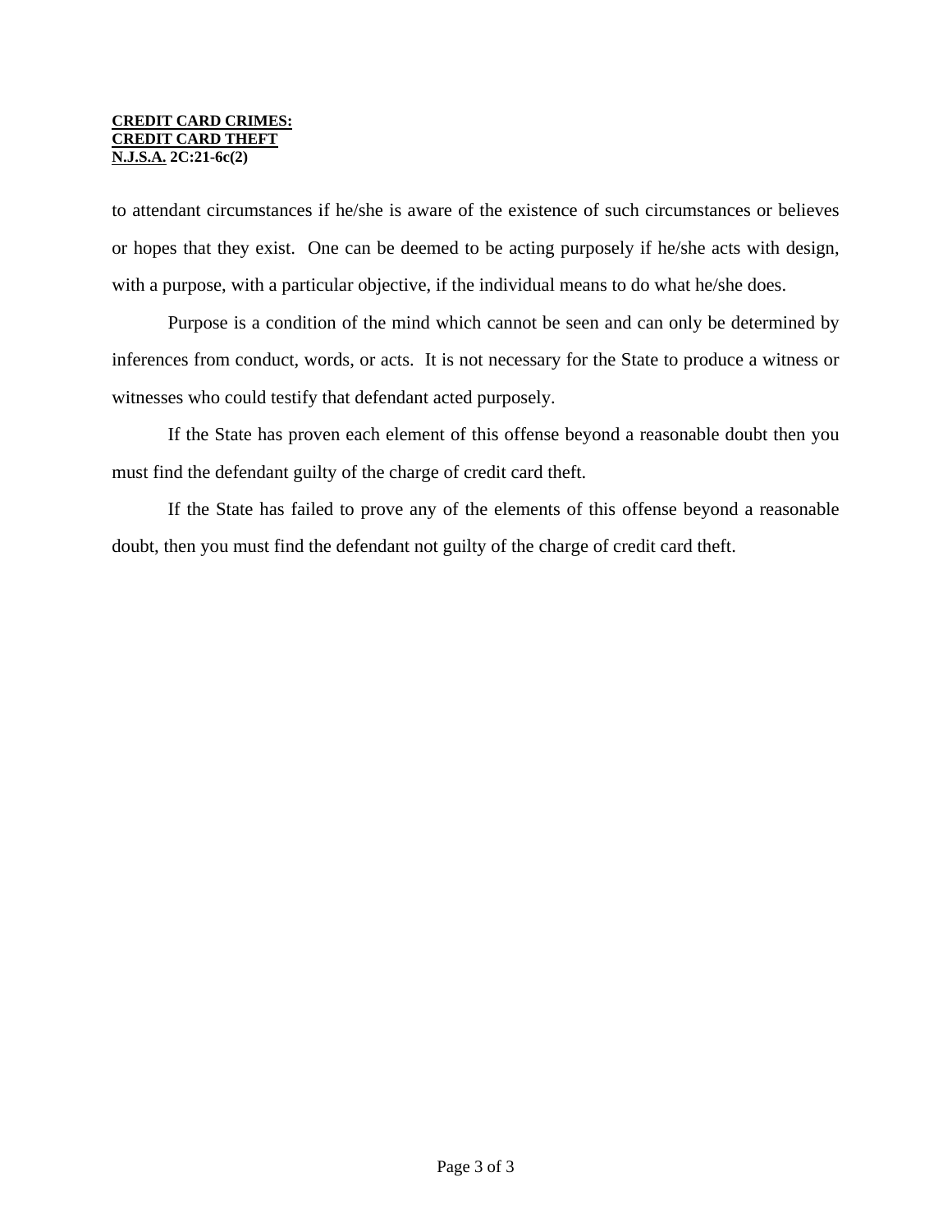to attendant circumstances if he/she is aware of the existence of such circumstances or believes or hopes that they exist. One can be deemed to be acting purposely if he/she acts with design, with a purpose, with a particular objective, if the individual means to do what he/she does.

Purpose is a condition of the mind which cannot be seen and can only be determined by inferences from conduct, words, or acts. It is not necessary for the State to produce a witness or witnesses who could testify that defendant acted purposely.

If the State has proven each element of this offense beyond a reasonable doubt then you must find the defendant guilty of the charge of credit card theft.

If the State has failed to prove any of the elements of this offense beyond a reasonable doubt, then you must find the defendant not guilty of the charge of credit card theft.